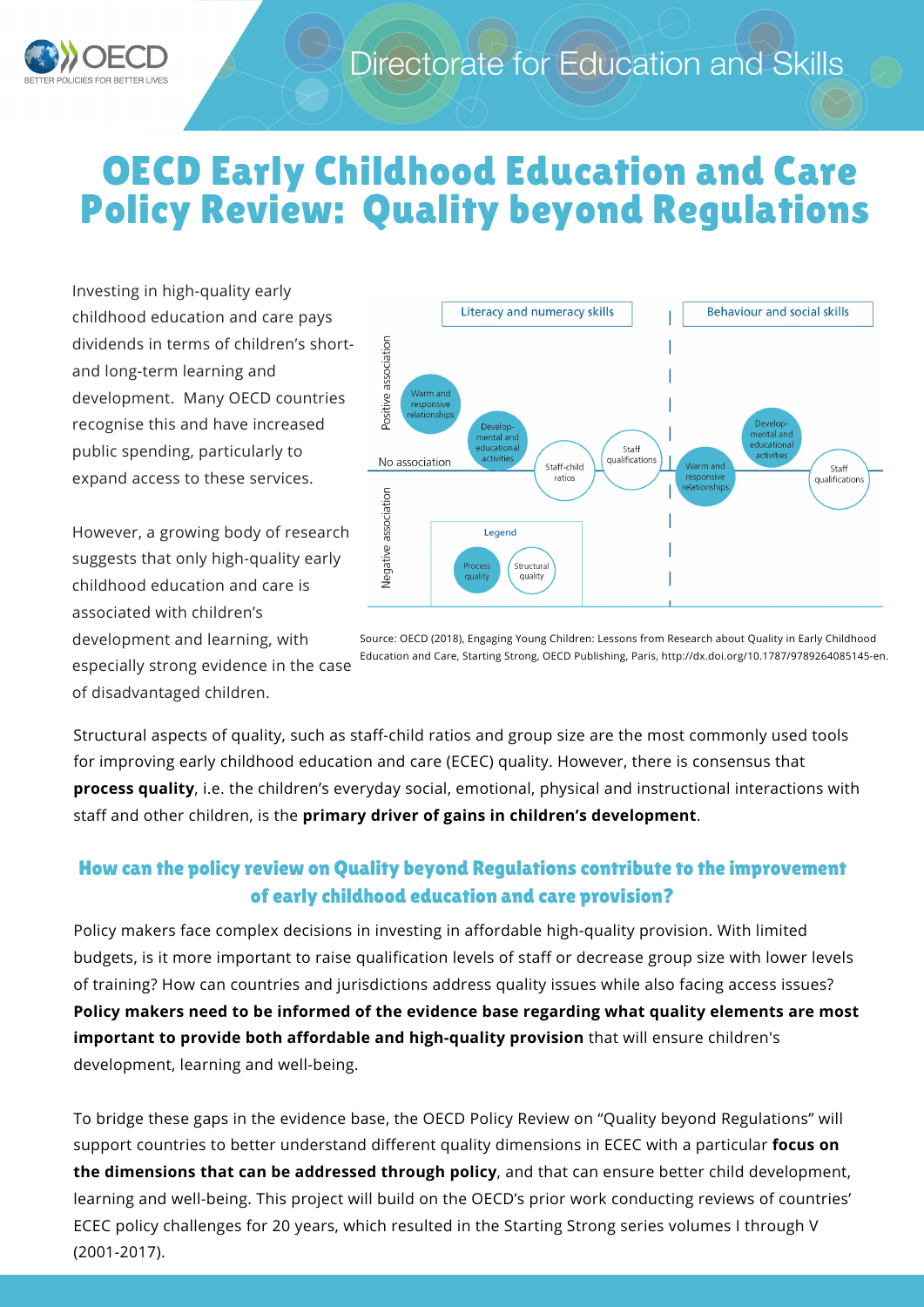Directorate for Education and Skills

# OECD Early Childhood Education and Care Policy Review: Quality beyond Regulations

Investing in high-quality early childhood education and care pays dividends in terms of children's short- and long-term learning and development. Many OECD countries recognise this and have increased public spending, particularly to expand access to these services.

However, a growing body of research suggests that only high-quality early childhood education and care is associated with children's development and learning, with especially strong evidence in the case of disadvantaged children.

Literacy and numeracy skills | Behaviour and social skills

Positive association | No association | Negative association

Warm and responsive relationships; Develop-mental and educational activities; Staff-child ratios; Staff qualifications; Warm and responsive relationships; Develop-mental and educational activities; Staff qualifications

Legend: Process quality; Structural quality

Source: OECD (2018), Engaging Young Children: Lessons from Research about Quality in Early Childhood Education and Care, Starting Strong, OECD Publishing, Paris, http://dx.doi.org/10.1787/9789264085145-en.

Structural aspects of quality, such as staff-child ratios and group size are the most commonly used tools for improving early childhood education and care (ECEC) quality. However, there is consensus that **process quality**, i.e. the children's everyday social, emotional, physical and instructional interactions with staff and other children, is the **primary driver of gains in children's development**.

## How can the policy review on Quality beyond Regulations contribute to the improvement of early childhood education and care provision?

Policy makers face complex decisions in investing in affordable high-quality provision. With limited budgets, is it more important to raise qualification levels of staff or decrease group size with lower levels of training? How can countries and jurisdictions address quality issues while also facing access issues? **Policy makers need to be informed of the evidence base regarding what quality elements are most important to provide both affordable and high-quality provision** that will ensure children's development, learning and well-being.

To bridge these gaps in the evidence base, the OECD Policy Review on "Quality beyond Regulations" will support countries to better understand different quality dimensions in ECEC with a particular **focus on the dimensions that can be addressed through policy**, and that can ensure better child development, learning and well-being. This project will build on the OECD's prior work conducting reviews of countries' ECEC policy challenges for 20 years, which resulted in the Starting Strong series volumes I through V (2001-2017).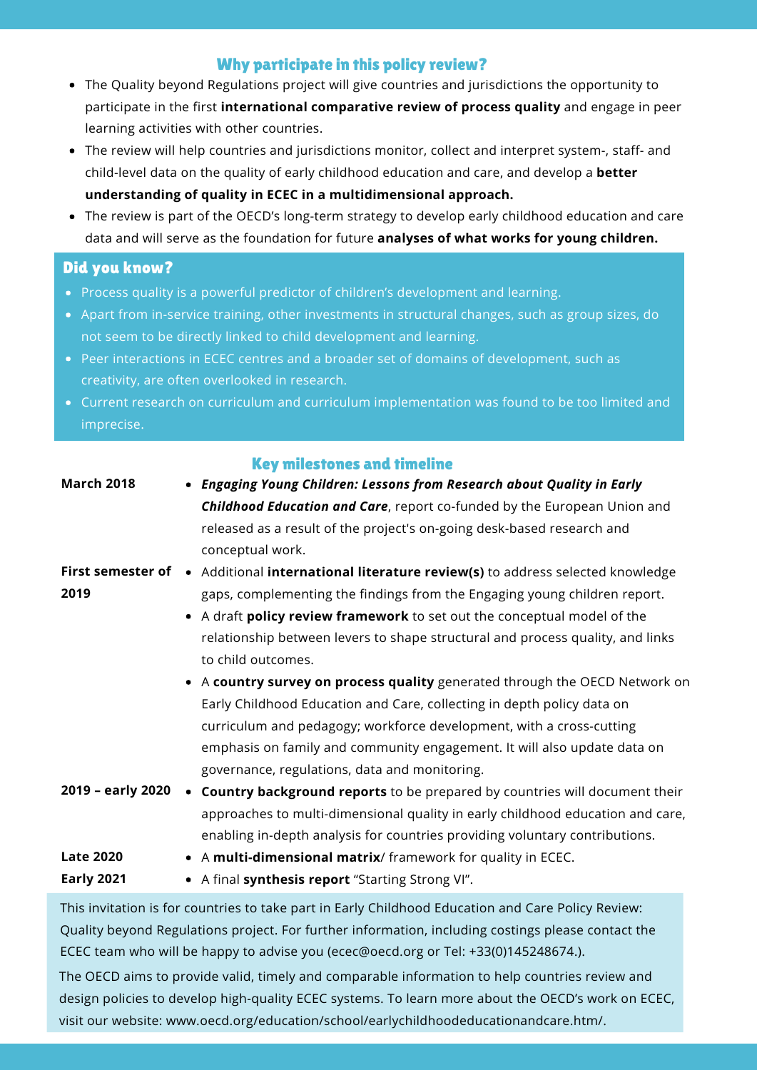## Why participate in this policy review?

- The Quality beyond Regulations project will give countries and jurisdictions the opportunity to participate in the first **international comparative review of process quality** and engage in peer learning activities with other countries.
- The review will help countries and jurisdictions monitor, collect and interpret system-, staff- and child-level data on the quality of early childhood education and care, and develop a **better understanding of quality in ECEC in a multidimensional approach.**
- The review is part of the OECD's long-term strategy to develop early childhood education and care data and will serve as the foundation for future **analyses of what works for young children.**

## Did you know?

- Process quality is a powerful predictor of children's development and learning.
- Apart from in-service training, other investments in structural changes, such as group sizes, do not seem to be directly linked to child development and learning.
- Peer interactions in ECEC centres and a broader set of domains of development, such as creativity, are often overlooked in research.
- Current research on curriculum and curriculum implementation was found to be too limited and imprecise.

## Key milestones and timeline

**March 2018**

- ***Engaging Young Children: Lessons from Research about Quality in Early Childhood Education and Care***, report co-funded by the European Union and released as a result of the project's on-going desk-based research and conceptual work.

**First semester of 2019**

- Additional **international literature review(s)** to address selected knowledge gaps, complementing the findings from the Engaging young children report.
- A draft **policy review framework** to set out the conceptual model of the relationship between levers to shape structural and process quality, and links to child outcomes.
- A **country survey on process quality** generated through the OECD Network on Early Childhood Education and Care, collecting in depth policy data on curriculum and pedagogy; workforce development, with a cross-cutting emphasis on family and community engagement. It will also update data on governance, regulations, data and monitoring.

**2019 – early 2020**

- **Country background reports** to be prepared by countries will document their approaches to multi-dimensional quality in early childhood education and care, enabling in-depth analysis for countries providing voluntary contributions.

**Late 2020**

- A **multi-dimensional matrix**/ framework for quality in ECEC.

**Early 2021**

- A final **synthesis report** "Starting Strong VI".

This invitation is for countries to take part in Early Childhood Education and Care Policy Review: Quality beyond Regulations project. For further information, including costings please contact the ECEC team who will be happy to advise you (ecec@oecd.org or Tel: +33(0)145248674.).

The OECD aims to provide valid, timely and comparable information to help countries review and design policies to develop high-quality ECEC systems. To learn more about the OECD's work on ECEC, visit our website: www.oecd.org/education/school/earlychildhoodeducationandcare.htm/.